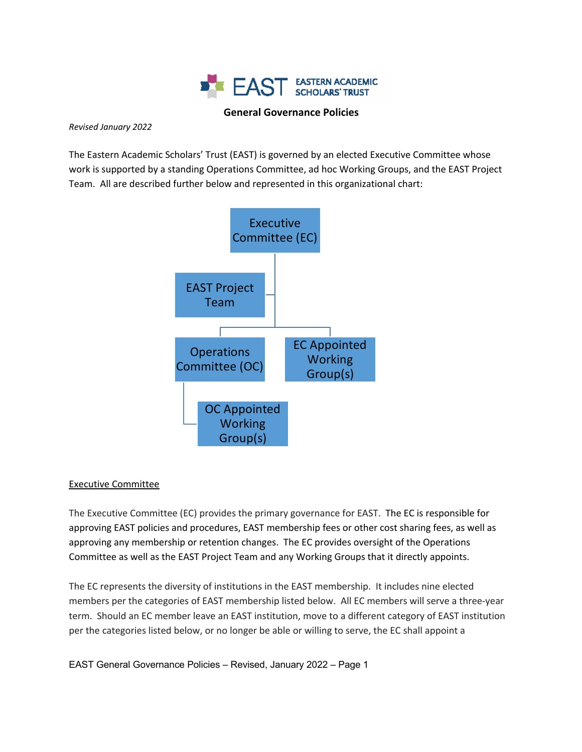EASTERN ACADEMIC SCHOLARS' TRUST

**General Governance Policies**

*Revised January 2022*

The Eastern Academic Scholars' Trust (EAST) is governed by an elected Executive Committee whose work is supported by a standing Operations Committee, ad hoc Working Groups, and the EAST Project Team. All are described further below and represented in this organizational chart:

- Executive Committee (EC)
  - EAST Project Team
  - Operations Committee (OC)
    - OC Appointed Working Group(s)
  - EC Appointed Working Group(s)

## Executive Committee

The Executive Committee (EC) provides the primary governance for EAST. The EC is responsible for approving EAST policies and procedures, EAST membership fees or other cost sharing fees, as well as approving any membership or retention changes. The EC provides oversight of the Operations Committee as well as the EAST Project Team and any Working Groups that it directly appoints.

The EC represents the diversity of institutions in the EAST membership. It includes nine elected members per the categories of EAST membership listed below. All EC members will serve a three-year term. Should an EC member leave an EAST institution, move to a different category of EAST institution per the categories listed below, or no longer be able or willing to serve, the EC shall appoint a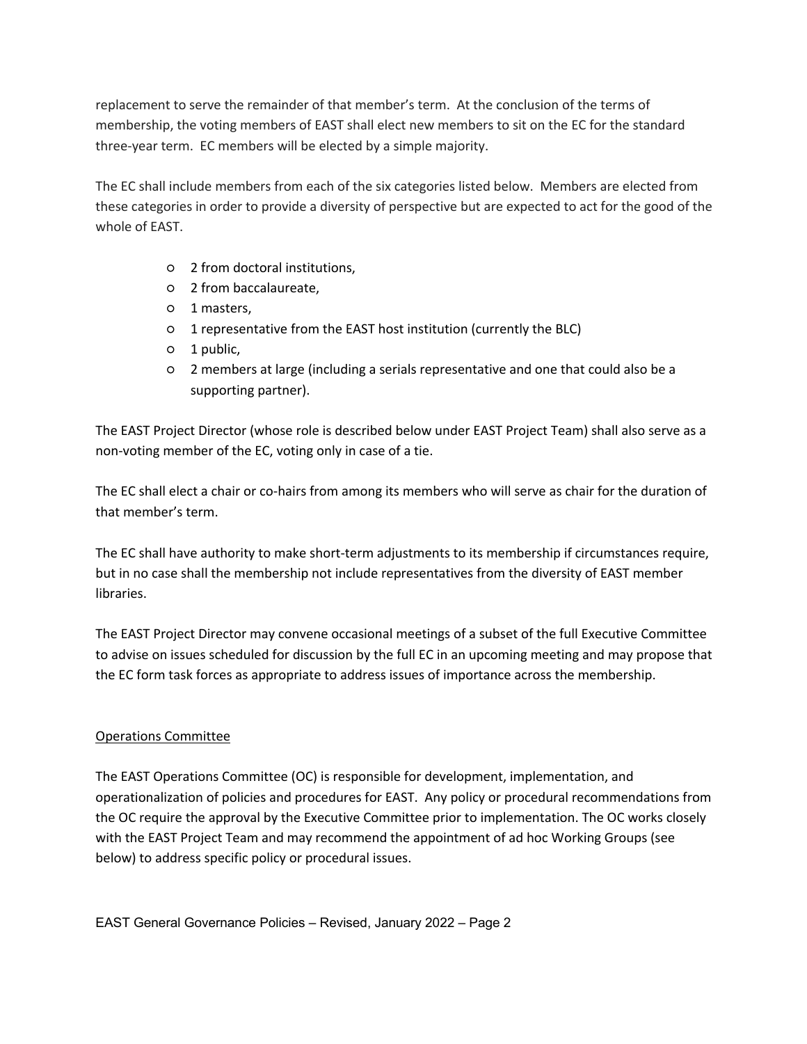replacement to serve the remainder of that member's term. At the conclusion of the terms of membership, the voting members of EAST shall elect new members to sit on the EC for the standard three-year term. EC members will be elected by a simple majority.

The EC shall include members from each of the six categories listed below. Members are elected from these categories in order to provide a diversity of perspective but are expected to act for the good of the whole of EAST.

- 2 from doctoral institutions,
- 2 from baccalaureate,
- 1 masters,
- 1 representative from the EAST host institution (currently the BLC)
- 1 public,
- 2 members at large (including a serials representative and one that could also be a supporting partner).

The EAST Project Director (whose role is described below under EAST Project Team) shall also serve as a non-voting member of the EC, voting only in case of a tie.

The EC shall elect a chair or co-hairs from among its members who will serve as chair for the duration of that member's term.

The EC shall have authority to make short-term adjustments to its membership if circumstances require, but in no case shall the membership not include representatives from the diversity of EAST member libraries.

The EAST Project Director may convene occasional meetings of a subset of the full Executive Committee to advise on issues scheduled for discussion by the full EC in an upcoming meeting and may propose that the EC form task forces as appropriate to address issues of importance across the membership.

<u>Operations Committee</u>

The EAST Operations Committee (OC) is responsible for development, implementation, and operationalization of policies and procedures for EAST. Any policy or procedural recommendations from the OC require the approval by the Executive Committee prior to implementation. The OC works closely with the EAST Project Team and may recommend the appointment of ad hoc Working Groups (see below) to address specific policy or procedural issues.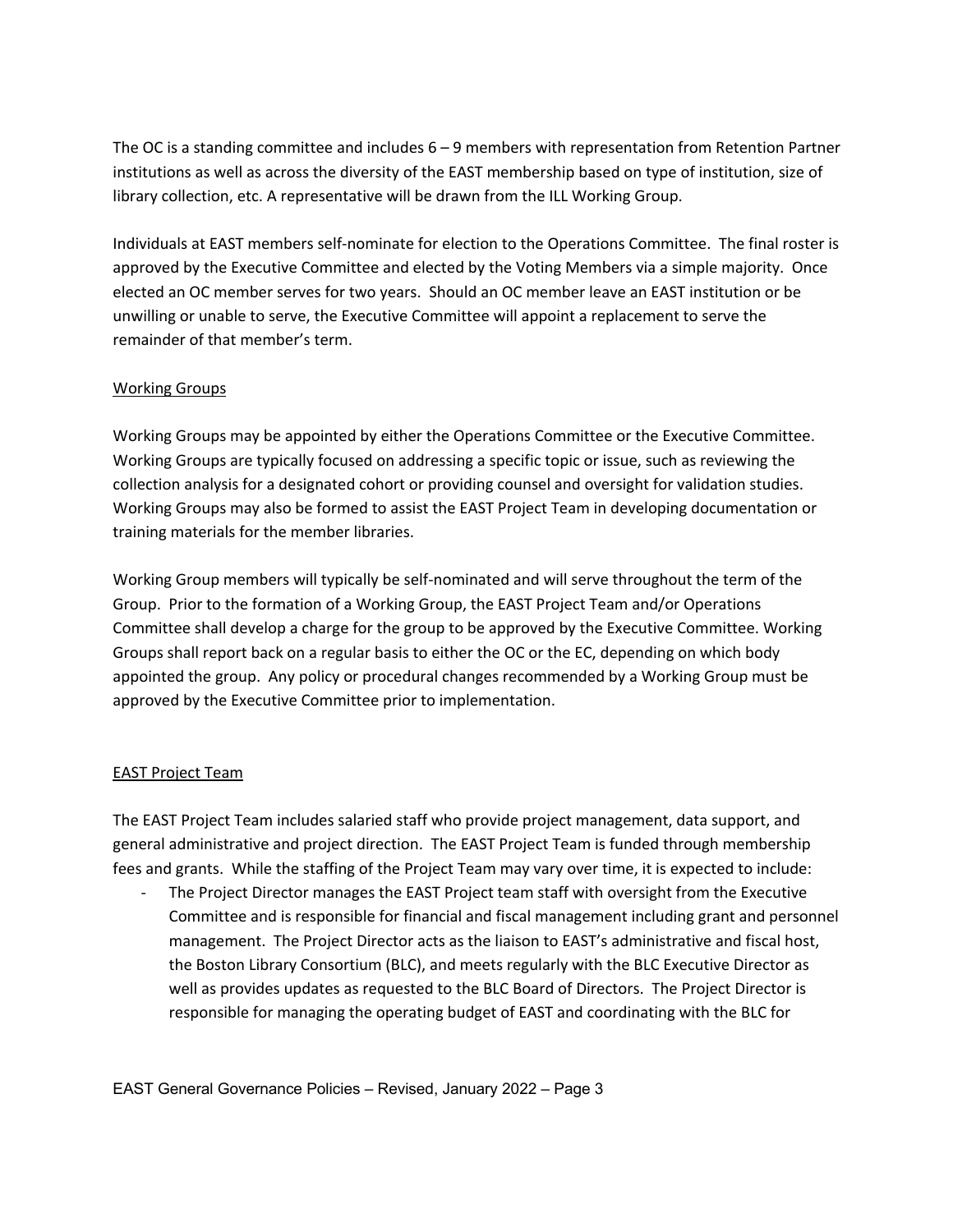The OC is a standing committee and includes 6 – 9 members with representation from Retention Partner institutions as well as across the diversity of the EAST membership based on type of institution, size of library collection, etc. A representative will be drawn from the ILL Working Group.

Individuals at EAST members self-nominate for election to the Operations Committee. The final roster is approved by the Executive Committee and elected by the Voting Members via a simple majority. Once elected an OC member serves for two years. Should an OC member leave an EAST institution or be unwilling or unable to serve, the Executive Committee will appoint a replacement to serve the remainder of that member's term.

<u>Working Groups</u>

Working Groups may be appointed by either the Operations Committee or the Executive Committee. Working Groups are typically focused on addressing a specific topic or issue, such as reviewing the collection analysis for a designated cohort or providing counsel and oversight for validation studies. Working Groups may also be formed to assist the EAST Project Team in developing documentation or training materials for the member libraries.

Working Group members will typically be self-nominated and will serve throughout the term of the Group. Prior to the formation of a Working Group, the EAST Project Team and/or Operations Committee shall develop a charge for the group to be approved by the Executive Committee. Working Groups shall report back on a regular basis to either the OC or the EC, depending on which body appointed the group. Any policy or procedural changes recommended by a Working Group must be approved by the Executive Committee prior to implementation.

<u>EAST Project Team</u>

The EAST Project Team includes salaried staff who provide project management, data support, and general administrative and project direction. The EAST Project Team is funded through membership fees and grants. While the staffing of the Project Team may vary over time, it is expected to include:

- The Project Director manages the EAST Project team staff with oversight from the Executive Committee and is responsible for financial and fiscal management including grant and personnel management. The Project Director acts as the liaison to EAST's administrative and fiscal host, the Boston Library Consortium (BLC), and meets regularly with the BLC Executive Director as well as provides updates as requested to the BLC Board of Directors. The Project Director is responsible for managing the operating budget of EAST and coordinating with the BLC for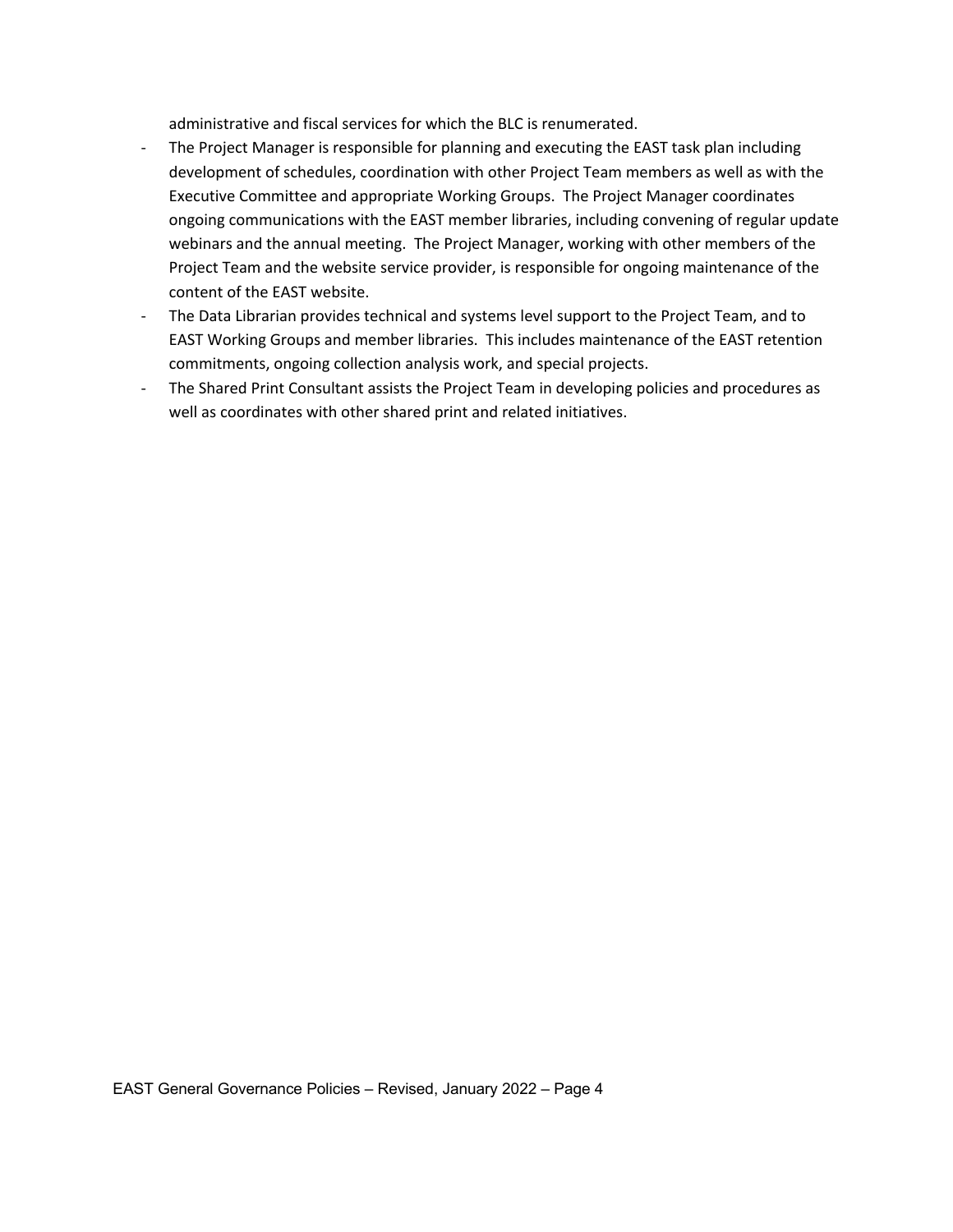administrative and fiscal services for which the BLC is renumerated.

- The Project Manager is responsible for planning and executing the EAST task plan including development of schedules, coordination with other Project Team members as well as with the Executive Committee and appropriate Working Groups. The Project Manager coordinates ongoing communications with the EAST member libraries, including convening of regular update webinars and the annual meeting. The Project Manager, working with other members of the Project Team and the website service provider, is responsible for ongoing maintenance of the content of the EAST website.
- The Data Librarian provides technical and systems level support to the Project Team, and to EAST Working Groups and member libraries. This includes maintenance of the EAST retention commitments, ongoing collection analysis work, and special projects.
- The Shared Print Consultant assists the Project Team in developing policies and procedures as well as coordinates with other shared print and related initiatives.